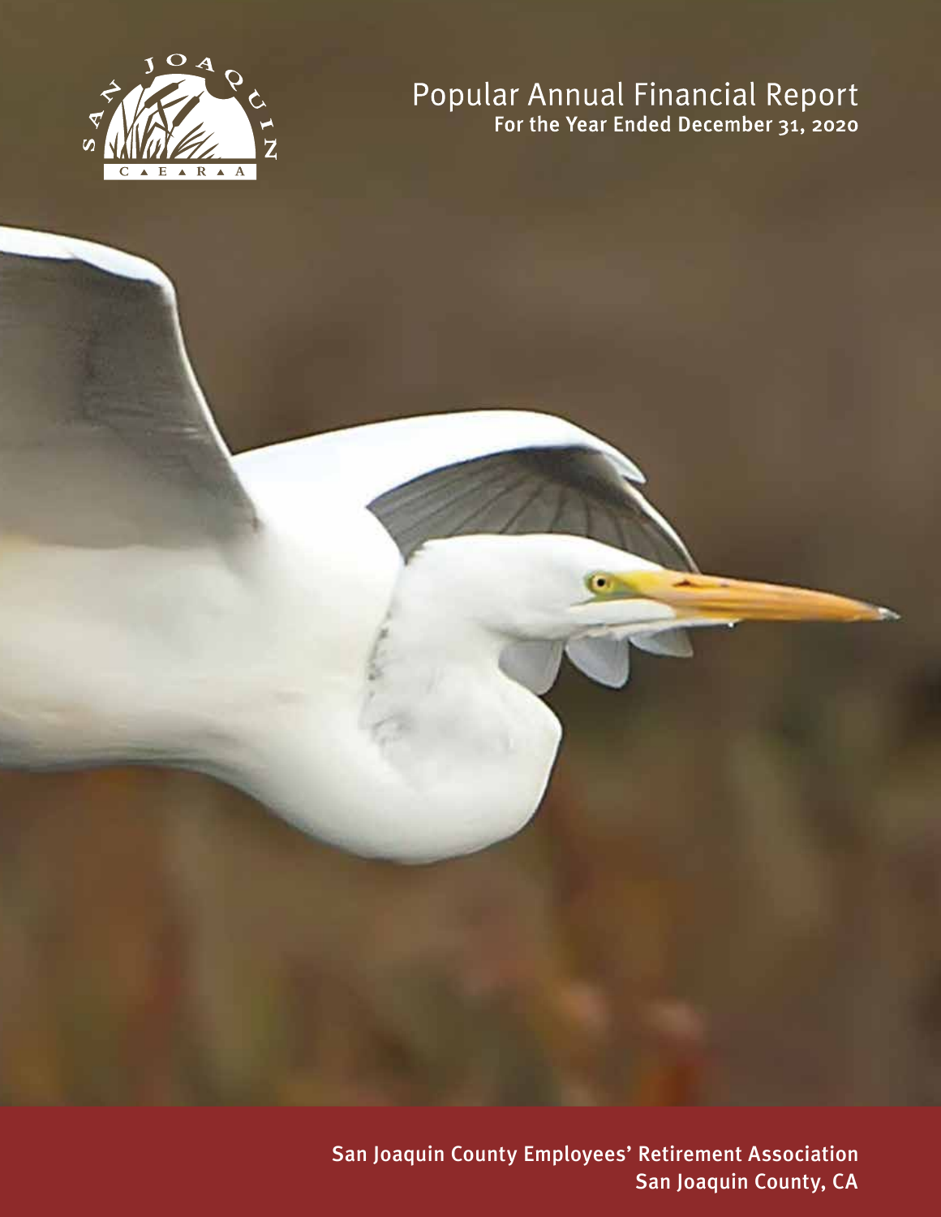# Popular Annual Financial Report

**For the Year Ended December 31, 2020**

**San Joaquin County Employees' Retirement Association**
**San Joaquin County, CA**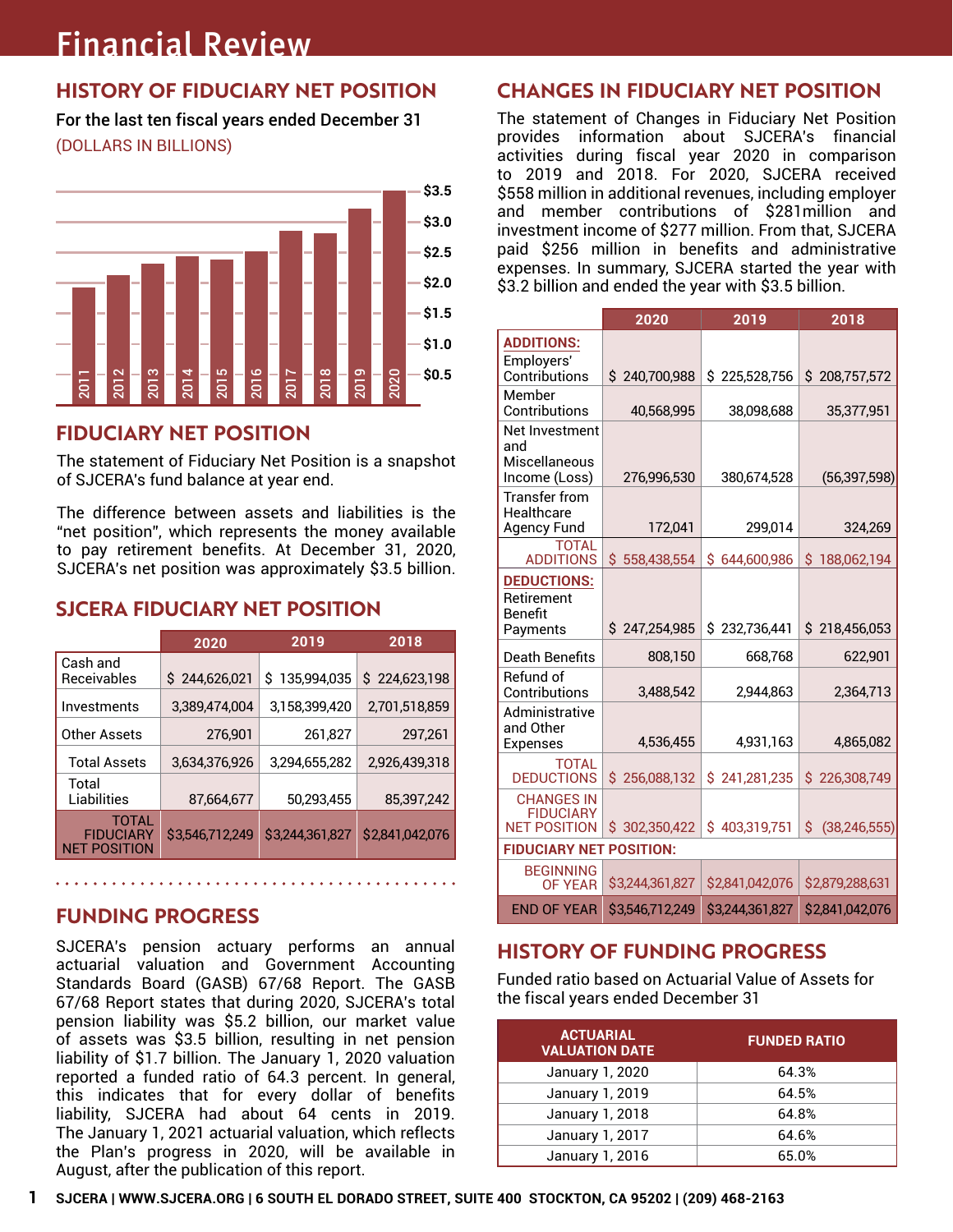# Financial Review

## HISTORY OF FIDUCIARY NET POSITION

For the last ten fiscal years ended December 31

(DOLLARS IN BILLIONS)

$3.5
$3.0
$2.5
$2.0
$1.5
$1.0
$0.5

2011 2012 2013 2014 2015 2016 2017 2018 2019 2020

## FIDUCIARY NET POSITION

The statement of Fiduciary Net Position is a snapshot of SJCERA's fund balance at year end.

The difference between assets and liabilities is the "net position", which represents the money available to pay retirement benefits. At December 31, 2020, SJCERA's net position was approximately $3.5 billion.

## SJCERA FIDUCIARY NET POSITION

| | 2020 | 2019 | 2018 |
|---|---|---|---|
| Cash and Receivables | $ 244,626,021 | $ 135,994,035 | $ 224,623,198 |
| Investments | 3,389,474,004 | 3,158,399,420 | 2,701,518,859 |
| Other Assets | 276,901 | 261,827 | 297,261 |
| Total Assets | 3,634,376,926 | 3,294,655,282 | 2,926,439,318 |
| Total Liabilities | 87,664,677 | 50,293,455 | 85,397,242 |
| TOTAL FIDUCIARY NET POSITION | $3,546,712,249 | $3,244,361,827 | $2,841,042,076 |

## FUNDING PROGRESS

SJCERA's pension actuary performs an annual actuarial valuation and Government Accounting Standards Board (GASB) 67/68 Report. The GASB 67/68 Report states that during 2020, SJCERA's total pension liability was $5.2 billion, our market value of assets was $3.5 billion, resulting in net pension liability of $1.7 billion. The January 1, 2020 valuation reported a funded ratio of 64.3 percent. In general, this indicates that for every dollar of benefits liability, SJCERA had about 64 cents in 2019. The January 1, 2021 actuarial valuation, which reflects the Plan's progress in 2020, will be available in August, after the publication of this report.

## CHANGES IN FIDUCIARY NET POSITION

The statement of Changes in Fiduciary Net Position provides information about SJCERA's financial activities during fiscal year 2020 in comparison to 2019 and 2018. For 2020, SJCERA received $558 million in additional revenues, including employer and member contributions of $281million and investment income of $277 million. From that, SJCERA paid $256 million in benefits and administrative expenses. In summary, SJCERA started the year with $3.2 billion and ended the year with $3.5 billion.

| | 2020 | 2019 | 2018 |
|---|---|---|---|
| **ADDITIONS:** | | | |
| Employers' Contributions | $ 240,700,988 | $ 225,528,756 | $ 208,757,572 |
| Member Contributions | 40,568,995 | 38,098,688 | 35,377,951 |
| Net Investment and Miscellaneous Income (Loss) | 276,996,530 | 380,674,528 | (56,397,598) |
| Transfer from Healthcare Agency Fund | 172,041 | 299,014 | 324,269 |
| TOTAL ADDITIONS | $ 558,438,554 | $ 644,600,986 | $ 188,062,194 |
| **DEDUCTIONS:** | | | |
| Retirement Benefit Payments | $ 247,254,985 | $ 232,736,441 | $ 218,456,053 |
| Death Benefits | 808,150 | 668,768 | 622,901 |
| Refund of Contributions | 3,488,542 | 2,944,863 | 2,364,713 |
| Administrative and Other Expenses | 4,536,455 | 4,931,163 | 4,865,082 |
| TOTAL DEDUCTIONS | $ 256,088,132 | $ 241,281,235 | $ 226,308,749 |
| CHANGES IN FIDUCIARY NET POSITION | $ 302,350,422 | $ 403,319,751 | $ (38,246,555) |
| **FIDUCIARY NET POSITION:** | | | |
| BEGINNING OF YEAR | $3,244,361,827 | $2,841,042,076 | $2,879,288,631 |
| END OF YEAR | $3,546,712,249 | $3,244,361,827 | $2,841,042,076 |

## HISTORY OF FUNDING PROGRESS

Funded ratio based on Actuarial Value of Assets for the fiscal years ended December 31

| ACTUARIAL VALUATION DATE | FUNDED RATIO |
|---|---|
| January 1, 2020 | 64.3% |
| January 1, 2019 | 64.5% |
| January 1, 2018 | 64.8% |
| January 1, 2017 | 64.6% |
| January 1, 2016 | 65.0% |

SJCERA | WWW.SJCERA.ORG | 6 SOUTH EL DORADO STREET, SUITE 400 STOCKTON, CA 95202 | (209) 468-2163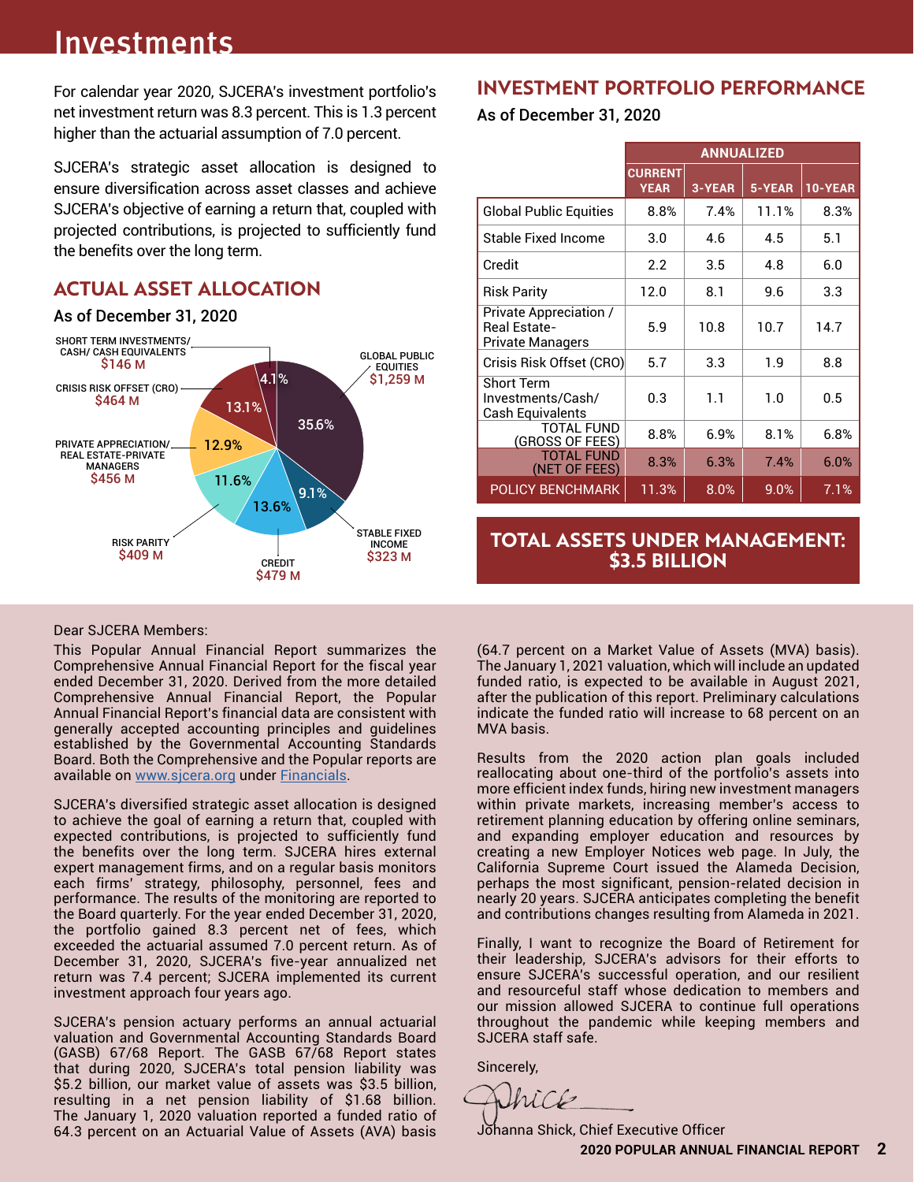# Investments

For calendar year 2020, SJCERA's investment portfolio's net investment return was 8.3 percent. This is 1.3 percent higher than the actuarial assumption of 7.0 percent.

SJCERA's strategic asset allocation is designed to ensure diversification across asset classes and achieve SJCERA's objective of earning a return that, coupled with projected contributions, is projected to sufficiently fund the benefits over the long term.

## ACTUAL ASSET ALLOCATION

As of December 31, 2020

SHORT TERM INVESTMENTS/ CASH/ CASH EQUIVALENTS
$146 M
4.1%

GLOBAL PUBLIC EQUITIES
$1,259 M
35.6%

CRISIS RISK OFFSET (CRO)
$464 M
13.1%

PRIVATE APPRECIATION/ REAL ESTATE-PRIVATE MANAGERS
$456 M
12.9%

RISK PARITY
$409 M
11.6%

CREDIT
$479 M
13.6%

STABLE FIXED INCOME
$323 M
9.1%

## INVESTMENT PORTFOLIO PERFORMANCE

As of December 31, 2020

| | ANNUALIZED | | | |
|---|---|---|---|---|
| | CURRENT YEAR | 3-YEAR | 5-YEAR | 10-YEAR |
| Global Public Equities | 8.8% | 7.4% | 11.1% | 8.3% |
| Stable Fixed Income | 3.0 | 4.6 | 4.5 | 5.1 |
| Credit | 2.2 | 3.5 | 4.8 | 6.0 |
| Risk Parity | 12.0 | 8.1 | 9.6 | 3.3 |
| Private Appreciation / Real Estate-Private Managers | 5.9 | 10.8 | 10.7 | 14.7 |
| Crisis Risk Offset (CRO) | 5.7 | 3.3 | 1.9 | 8.8 |
| Short Term Investments/Cash/ Cash Equivalents | 0.3 | 1.1 | 1.0 | 0.5 |
| TOTAL FUND (GROSS OF FEES) | 8.8% | 6.9% | 8.1% | 6.8% |
| TOTAL FUND (NET OF FEES) | 8.3% | 6.3% | 7.4% | 6.0% |
| POLICY BENCHMARK | 11.3% | 8.0% | 9.0% | 7.1% |

**TOTAL ASSETS UNDER MANAGEMENT: $3.5 BILLION**

Dear SJCERA Members:

This Popular Annual Financial Report summarizes the Comprehensive Annual Financial Report for the fiscal year ended December 31, 2020. Derived from the more detailed Comprehensive Annual Financial Report, the Popular Annual Financial Report's financial data are consistent with generally accepted accounting principles and guidelines established by the Governmental Accounting Standards Board. Both the Comprehensive and the Popular reports are available on www.sjcera.org under Financials.

SJCERA's diversified strategic asset allocation is designed to achieve the goal of earning a return that, coupled with expected contributions, is projected to sufficiently fund the benefits over the long term. SJCERA hires external expert management firms, and on a regular basis monitors each firms' strategy, philosophy, personnel, fees and performance. The results of the monitoring are reported to the Board quarterly. For the year ended December 31, 2020, the portfolio gained 8.3 percent net of fees, which exceeded the actuarial assumed 7.0 percent return. As of December 31, 2020, SJCERA's five-year annualized net return was 7.4 percent; SJCERA implemented its current investment approach four years ago.

SJCERA's pension actuary performs an annual actuarial valuation and Governmental Accounting Standards Board (GASB) 67/68 Report. The GASB 67/68 Report states that during 2020, SJCERA's total pension liability was $5.2 billion, our market value of assets was $3.5 billion, resulting in a net pension liability of $1.68 billion. The January 1, 2020 valuation reported a funded ratio of 64.3 percent on an Actuarial Value of Assets (AVA) basis (64.7 percent on a Market Value of Assets (MVA) basis). The January 1, 2021 valuation, which will include an updated funded ratio, is expected to be available in August 2021, after the publication of this report. Preliminary calculations indicate the funded ratio will increase to 68 percent on an MVA basis.

Results from the 2020 action plan goals included reallocating about one-third of the portfolio's assets into more efficient index funds, hiring new investment managers within private markets, increasing member's access to retirement planning education by offering online seminars, and expanding employer education and resources by creating a new Employer Notices web page. In July, the California Supreme Court issued the Alameda Decision, perhaps the most significant, pension-related decision in nearly 20 years. SJCERA anticipates completing the benefit and contributions changes resulting from Alameda in 2021.

Finally, I want to recognize the Board of Retirement for their leadership, SJCERA's advisors for their efforts to ensure SJCERA's successful operation, and our resilient and resourceful staff whose dedication to members and our mission allowed SJCERA to continue full operations throughout the pandemic while keeping members and SJCERA staff safe.

Sincerely,

Johanna Shick, Chief Executive Officer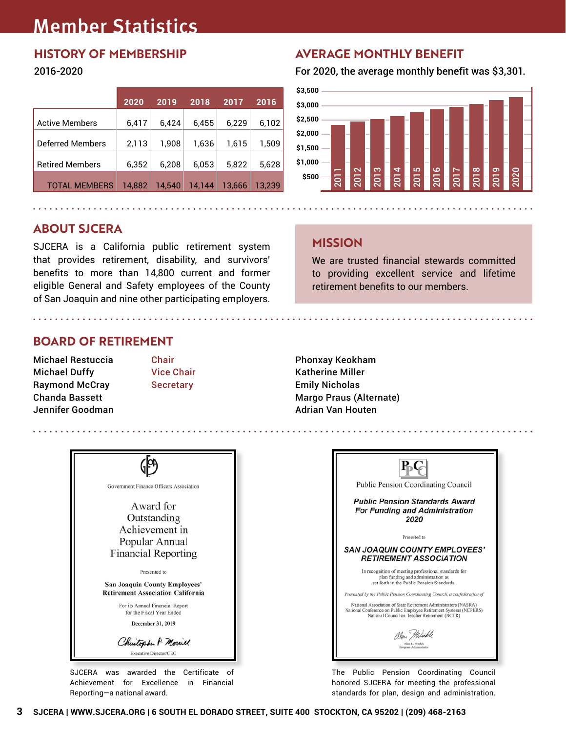# Member Statistics

## HISTORY OF MEMBERSHIP

2016-2020

| | 2020 | 2019 | 2018 | 2017 | 2016 |
|---|---|---|---|---|---|
| Active Members | 6,417 | 6,424 | 6,455 | 6,229 | 6,102 |
| Deferred Members | 2,113 | 1,908 | 1,636 | 1,615 | 1,509 |
| Retired Members | 6,352 | 6,208 | 6,053 | 5,822 | 5,628 |
| TOTAL MEMBERS | 14,882 | 14,540 | 14,144 | 13,666 | 13,239 |

## AVERAGE MONTHLY BENEFIT

For 2020, the average monthly benefit was $3,301.

$3,500
$3,000
$2,500
$2,000
$1,500
$1,000
$500

2011 2012 2013 2014 2015 2016 2017 2018 2019 2020

## ABOUT SJCERA

SJCERA is a California public retirement system that provides retirement, disability, and survivors' benefits to more than 14,800 current and former eligible General and Safety employees of the County of San Joaquin and nine other participating employers.

## MISSION

We are trusted financial stewards committed to providing excellent service and lifetime retirement benefits to our members.

## BOARD OF RETIREMENT

Michael Restuccia — Chair
Michael Duffy — Vice Chair
Raymond McCray — Secretary
Chanda Bassett
Jennifer Goodman
Phonxay Keokham
Katherine Miller
Emily Nicholas
Margo Praus (Alternate)
Adrian Van Houten

Government Finance Officers Association

Award for Outstanding Achievement in Popular Annual Financial Reporting

Presented to

San Joaquin County Employees' Retirement Association California

For its Annual Financial Report for the Fiscal Year Ended

December 31, 2019

Executive Director/CEO

SJCERA was awarded the Certificate of Achievement for Excellence in Financial Reporting—a national award.

Public Pension Coordinating Council

*Public Pension Standards Award For Funding and Administration 2020*

Presented to

*SAN JOAQUIN COUNTY EMPLOYEES' RETIREMENT ASSOCIATION*

In recognition of meeting professional standards for plan funding and administration as set forth in the Public Pension Standards.

*Presented by the Public Pension Coordinating Council, a confederation of*

National Association of State Retirement Administrators (NASRA)
National Conference on Public Employee Retirement Systems (NCPERS)
National Council on Teacher Retirement (NCTR)

Alan H. Winkle
Program Administrator

The Public Pension Coordinating Council honored SJCERA for meeting the professional standards for plan, design and administration.

SJCERA | WWW.SJCERA.ORG | 6 SOUTH EL DORADO STREET, SUITE 400 STOCKTON, CA 95202 | (209) 468-2163